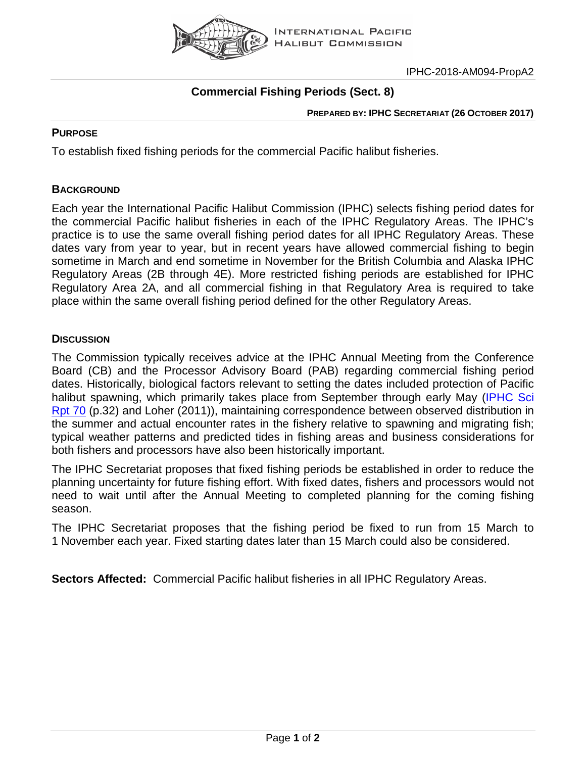INTERNATIONAL PACIFIC HALIBUT COMMISSION

IPHC-2018-AM094-PropA2

# Commercial Fishing Periods (Sect. 8)

**PREPARED BY: IPHC SECRETARIAT (26 OCTOBER 2017)**

## PURPOSE

To establish fixed fishing periods for the commercial Pacific halibut fisheries.

## BACKGROUND

Each year the International Pacific Halibut Commission (IPHC) selects fishing period dates for the commercial Pacific halibut fisheries in each of the IPHC Regulatory Areas. The IPHC's practice is to use the same overall fishing period dates for all IPHC Regulatory Areas. These dates vary from year to year, but in recent years have allowed commercial fishing to begin sometime in March and end sometime in November for the British Columbia and Alaska IPHC Regulatory Areas (2B through 4E). More restricted fishing periods are established for IPHC Regulatory Area 2A, and all commercial fishing in that Regulatory Area is required to take place within the same overall fishing period defined for the other Regulatory Areas.

## DISCUSSION

The Commission typically receives advice at the IPHC Annual Meeting from the Conference Board (CB) and the Processor Advisory Board (PAB) regarding commercial fishing period dates. Historically, biological factors relevant to setting the dates included protection of Pacific halibut spawning, which primarily takes place from September through early May (IPHC Sci Rpt 70 (p.32) and Loher (2011)), maintaining correspondence between observed distribution in the summer and actual encounter rates in the fishery relative to spawning and migrating fish; typical weather patterns and predicted tides in fishing areas and business considerations for both fishers and processors have also been historically important.

The IPHC Secretariat proposes that fixed fishing periods be established in order to reduce the planning uncertainty for future fishing effort. With fixed dates, fishers and processors would not need to wait until after the Annual Meeting to completed planning for the coming fishing season.

The IPHC Secretariat proposes that the fishing period be fixed to run from 15 March to 1 November each year. Fixed starting dates later than 15 March could also be considered.

**Sectors Affected:** Commercial Pacific halibut fisheries in all IPHC Regulatory Areas.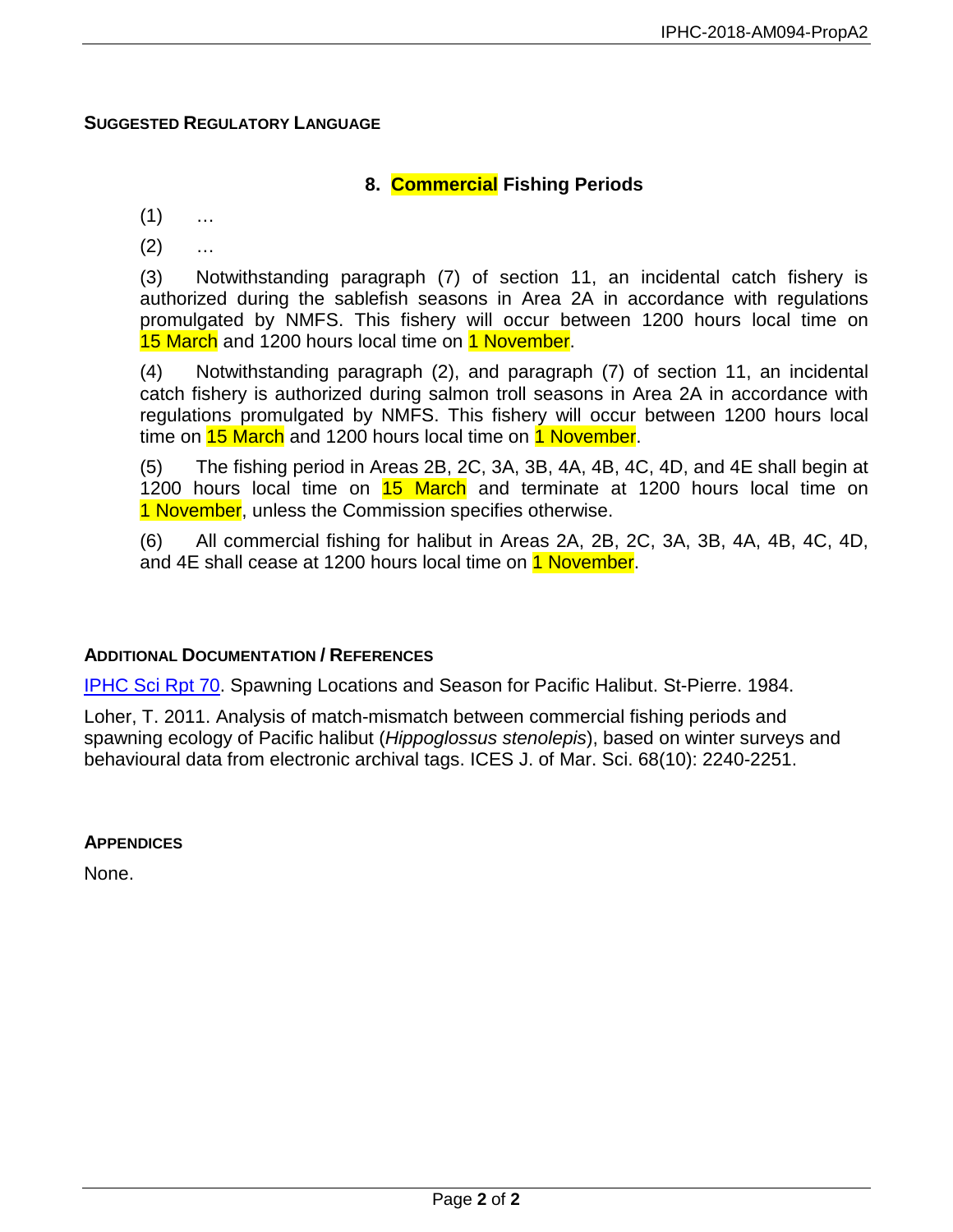**SUGGESTED REGULATORY LANGUAGE**

### 8. Commercial Fishing Periods

(1) …

(2) …

(3) Notwithstanding paragraph (7) of section 11, an incidental catch fishery is authorized during the sablefish seasons in Area 2A in accordance with regulations promulgated by NMFS. This fishery will occur between 1200 hours local time on 15 March and 1200 hours local time on 1 November.

(4) Notwithstanding paragraph (2), and paragraph (7) of section 11, an incidental catch fishery is authorized during salmon troll seasons in Area 2A in accordance with regulations promulgated by NMFS. This fishery will occur between 1200 hours local time on 15 March and 1200 hours local time on 1 November.

(5) The fishing period in Areas 2B, 2C, 3A, 3B, 4A, 4B, 4C, 4D, and 4E shall begin at 1200 hours local time on 15 March and terminate at 1200 hours local time on 1 November, unless the Commission specifies otherwise.

(6) All commercial fishing for halibut in Areas 2A, 2B, 2C, 3A, 3B, 4A, 4B, 4C, 4D, and 4E shall cease at 1200 hours local time on 1 November.

**ADDITIONAL DOCUMENTATION / REFERENCES**

IPHC Sci Rpt 70. Spawning Locations and Season for Pacific Halibut. St-Pierre. 1984.

Loher, T. 2011. Analysis of match-mismatch between commercial fishing periods and spawning ecology of Pacific halibut (*Hippoglossus stenolepis*), based on winter surveys and behavioural data from electronic archival tags. ICES J. of Mar. Sci. 68(10): 2240-2251.

**APPENDICES**

None.